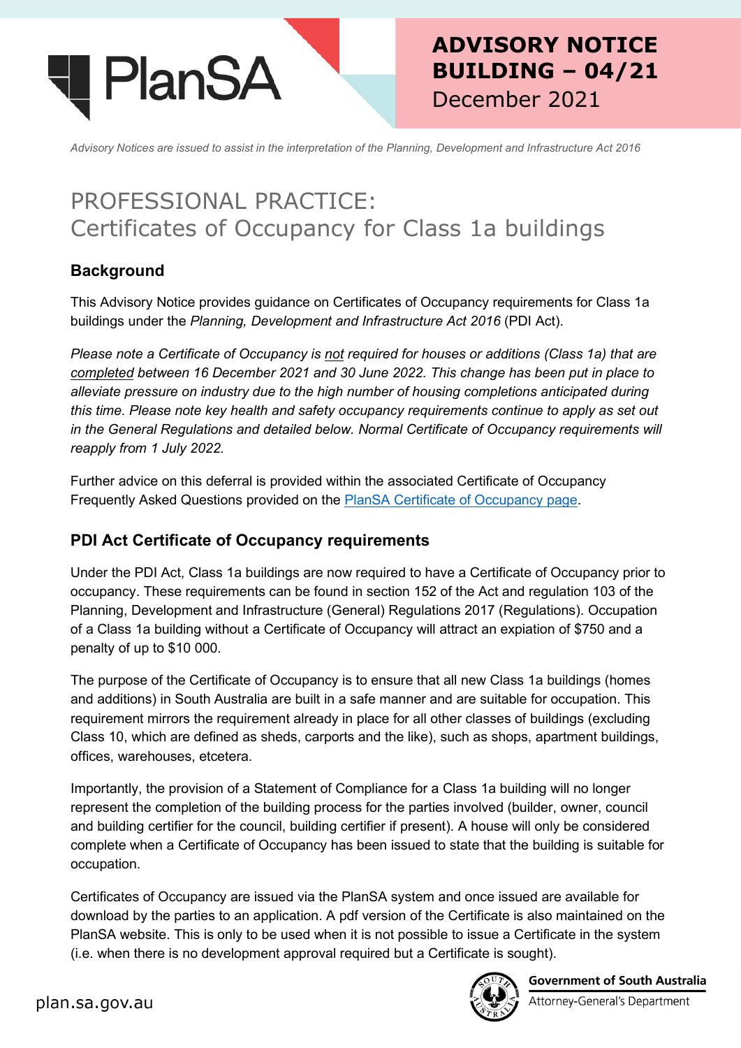# ADVISORY NOTICE BUILDING – 04/21

December 2021

*Advisory Notices are issued to assist in the interpretation of the Planning, Development and Infrastructure Act 2016*

# PROFESSIONAL PRACTICE: Certificates of Occupancy for Class 1a buildings

## Background

This Advisory Notice provides guidance on Certificates of Occupancy requirements for Class 1a buildings under the *Planning, Development and Infrastructure Act 2016* (PDI Act).

*Please note a Certificate of Occupancy is not required for houses or additions (Class 1a) that are completed between 16 December 2021 and 30 June 2022. This change has been put in place to alleviate pressure on industry due to the high number of housing completions anticipated during this time. Please note key health and safety occupancy requirements continue to apply as set out in the General Regulations and detailed below. Normal Certificate of Occupancy requirements will reapply from 1 July 2022.*

Further advice on this deferral is provided within the associated Certificate of Occupancy Frequently Asked Questions provided on the [PlanSA Certificate of Occupancy page](#).

## PDI Act Certificate of Occupancy requirements

Under the PDI Act, Class 1a buildings are now required to have a Certificate of Occupancy prior to occupancy. These requirements can be found in section 152 of the Act and regulation 103 of the Planning, Development and Infrastructure (General) Regulations 2017 (Regulations). Occupation of a Class 1a building without a Certificate of Occupancy will attract an expiation of $750 and a penalty of up to $10 000.

The purpose of the Certificate of Occupancy is to ensure that all new Class 1a buildings (homes and additions) in South Australia are built in a safe manner and are suitable for occupation. This requirement mirrors the requirement already in place for all other classes of buildings (excluding Class 10, which are defined as sheds, carports and the like), such as shops, apartment buildings, offices, warehouses, etcetera.

Importantly, the provision of a Statement of Compliance for a Class 1a building will no longer represent the completion of the building process for the parties involved (builder, owner, council and building certifier for the council, building certifier if present). A house will only be considered complete when a Certificate of Occupancy has been issued to state that the building is suitable for occupation.

Certificates of Occupancy are issued via the PlanSA system and once issued are available for download by the parties to an application. A pdf version of the Certificate is also maintained on the PlanSA website. This is only to be used when it is not possible to issue a Certificate in the system (i.e. when there is no development approval required but a Certificate is sought).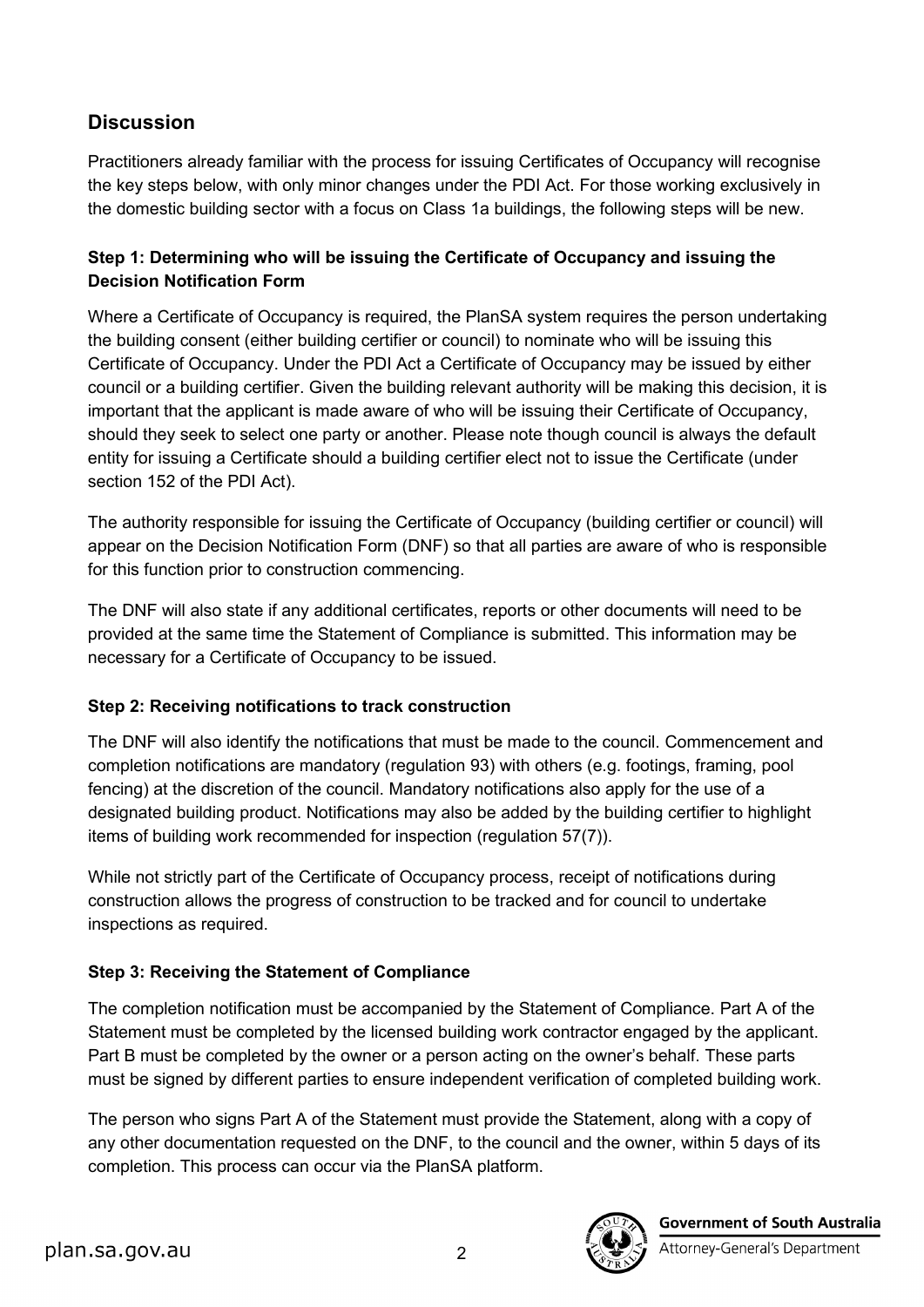## Discussion

Practitioners already familiar with the process for issuing Certificates of Occupancy will recognise the key steps below, with only minor changes under the PDI Act. For those working exclusively in the domestic building sector with a focus on Class 1a buildings, the following steps will be new.

### Step 1: Determining who will be issuing the Certificate of Occupancy and issuing the Decision Notification Form

Where a Certificate of Occupancy is required, the PlanSA system requires the person undertaking the building consent (either building certifier or council) to nominate who will be issuing this Certificate of Occupancy. Under the PDI Act a Certificate of Occupancy may be issued by either council or a building certifier. Given the building relevant authority will be making this decision, it is important that the applicant is made aware of who will be issuing their Certificate of Occupancy, should they seek to select one party or another. Please note though council is always the default entity for issuing a Certificate should a building certifier elect not to issue the Certificate (under section 152 of the PDI Act).

The authority responsible for issuing the Certificate of Occupancy (building certifier or council) will appear on the Decision Notification Form (DNF) so that all parties are aware of who is responsible for this function prior to construction commencing.

The DNF will also state if any additional certificates, reports or other documents will need to be provided at the same time the Statement of Compliance is submitted. This information may be necessary for a Certificate of Occupancy to be issued.

### Step 2: Receiving notifications to track construction

The DNF will also identify the notifications that must be made to the council. Commencement and completion notifications are mandatory (regulation 93) with others (e.g. footings, framing, pool fencing) at the discretion of the council. Mandatory notifications also apply for the use of a designated building product. Notifications may also be added by the building certifier to highlight items of building work recommended for inspection (regulation 57(7)).

While not strictly part of the Certificate of Occupancy process, receipt of notifications during construction allows the progress of construction to be tracked and for council to undertake inspections as required.

### Step 3: Receiving the Statement of Compliance

The completion notification must be accompanied by the Statement of Compliance. Part A of the Statement must be completed by the licensed building work contractor engaged by the applicant. Part B must be completed by the owner or a person acting on the owner's behalf. These parts must be signed by different parties to ensure independent verification of completed building work.

The person who signs Part A of the Statement must provide the Statement, along with a copy of any other documentation requested on the DNF, to the council and the owner, within 5 days of its completion. This process can occur via the PlanSA platform.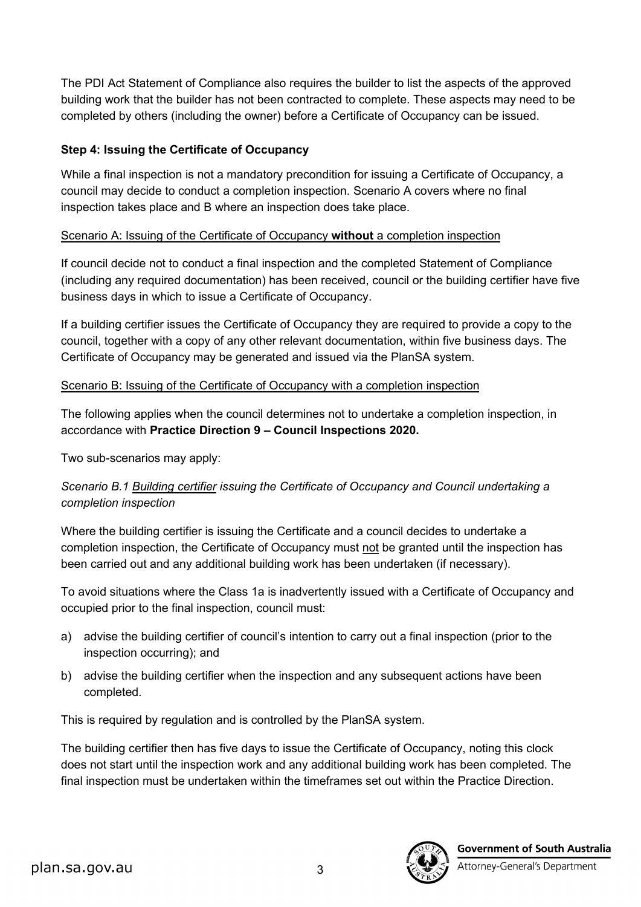The PDI Act Statement of Compliance also requires the builder to list the aspects of the approved building work that the builder has not been contracted to complete. These aspects may need to be completed by others (including the owner) before a Certificate of Occupancy can be issued.

**Step 4: Issuing the Certificate of Occupancy**

While a final inspection is not a mandatory precondition for issuing a Certificate of Occupancy, a council may decide to conduct a completion inspection. Scenario A covers where no final inspection takes place and B where an inspection does take place.

<u>Scenario A: Issuing of the Certificate of Occupancy **without** a completion inspection</u>

If council decide not to conduct a final inspection and the completed Statement of Compliance (including any required documentation) has been received, council or the building certifier have five business days in which to issue a Certificate of Occupancy.

If a building certifier issues the Certificate of Occupancy they are required to provide a copy to the council, together with a copy of any other relevant documentation, within five business days. The Certificate of Occupancy may be generated and issued via the PlanSA system.

<u>Scenario B: Issuing of the Certificate of Occupancy with a completion inspection</u>

The following applies when the council determines not to undertake a completion inspection, in accordance with **Practice Direction 9 – Council Inspections 2020.**

Two sub-scenarios may apply:

*Scenario B.1 <u>Building certifier</u> issuing the Certificate of Occupancy and Council undertaking a completion inspection*

Where the building certifier is issuing the Certificate and a council decides to undertake a completion inspection, the Certificate of Occupancy must <u>not</u> be granted until the inspection has been carried out and any additional building work has been undertaken (if necessary).

To avoid situations where the Class 1a is inadvertently issued with a Certificate of Occupancy and occupied prior to the final inspection, council must:

a) advise the building certifier of council's intention to carry out a final inspection (prior to the inspection occurring); and
b) advise the building certifier when the inspection and any subsequent actions have been completed.

This is required by regulation and is controlled by the PlanSA system.

The building certifier then has five days to issue the Certificate of Occupancy, noting this clock does not start until the inspection work and any additional building work has been completed. The final inspection must be undertaken within the timeframes set out within the Practice Direction.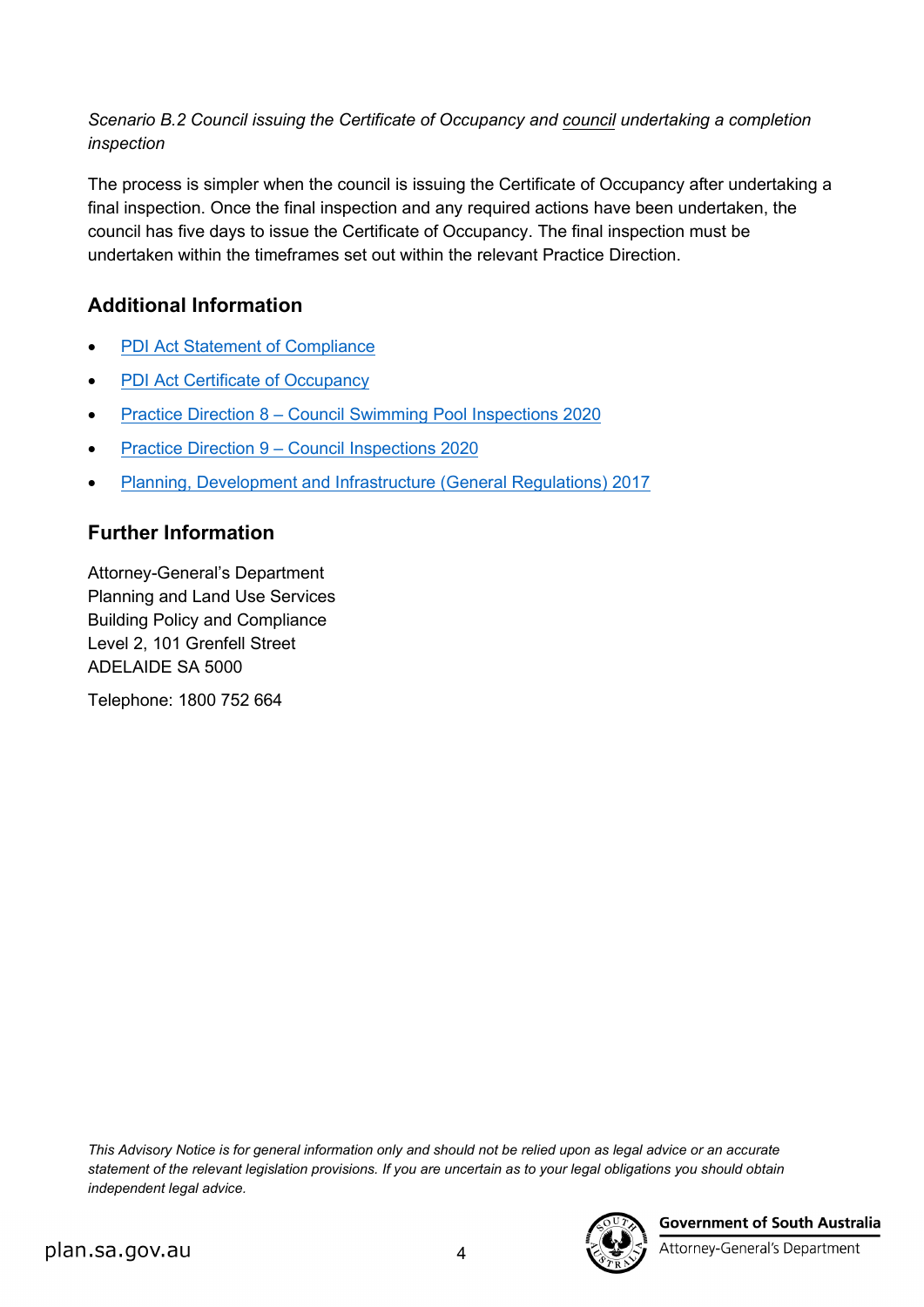*Scenario B.2 Council issuing the Certificate of Occupancy and council undertaking a completion inspection*

The process is simpler when the council is issuing the Certificate of Occupancy after undertaking a final inspection. Once the final inspection and any required actions have been undertaken, the council has five days to issue the Certificate of Occupancy. The final inspection must be undertaken within the timeframes set out within the relevant Practice Direction.

## Additional Information

- PDI Act Statement of Compliance
- PDI Act Certificate of Occupancy
- Practice Direction 8 – Council Swimming Pool Inspections 2020
- Practice Direction 9 – Council Inspections 2020
- Planning, Development and Infrastructure (General Regulations) 2017

## Further Information

Attorney-General's Department
Planning and Land Use Services
Building Policy and Compliance
Level 2, 101 Grenfell Street
ADELAIDE SA 5000

Telephone: 1800 752 664

*This Advisory Notice is for general information only and should not be relied upon as legal advice or an accurate statement of the relevant legislation provisions. If you are uncertain as to your legal obligations you should obtain independent legal advice.*